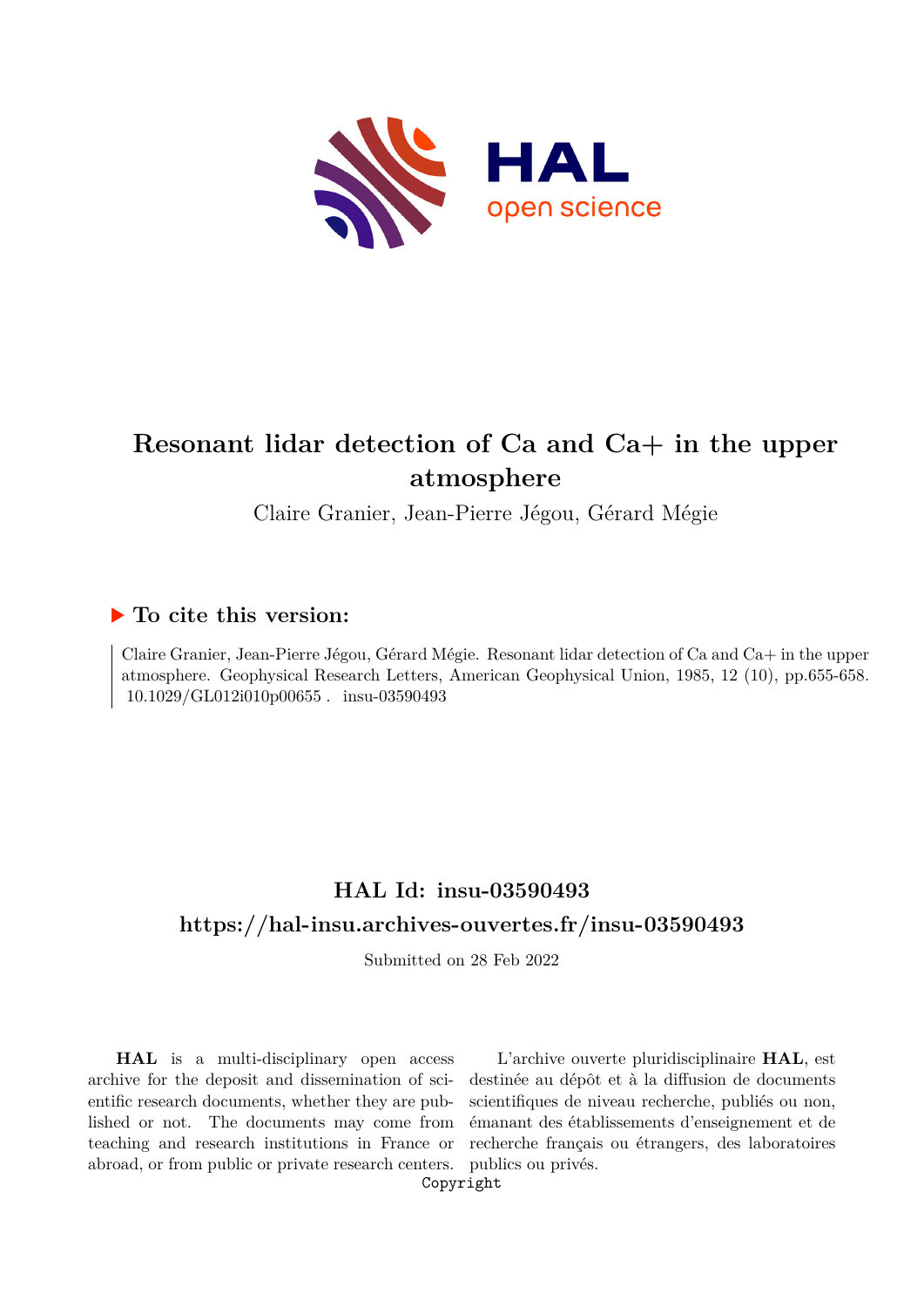# Resonant lidar detection of Ca and Ca+ in the upper atmosphere

Claire Granier, Jean-Pierre Jégou, Gérard Mégie

## ▶ To cite this version:

Claire Granier, Jean-Pierre Jégou, Gérard Mégie. Resonant lidar detection of Ca and Ca+ in the upper atmosphere. Geophysical Research Letters, American Geophysical Union, 1985, 12 (10), pp.655-658. 10.1029/GL012i010p00655 . insu-03590493

## HAL Id: insu-03590493

## https://hal-insu.archives-ouvertes.fr/insu-03590493

Submitted on 28 Feb 2022

**HAL** is a multi-disciplinary open access archive for the deposit and dissemination of scientific research documents, whether they are published or not. The documents may come from teaching and research institutions in France or abroad, or from public or private research centers.

L'archive ouverte pluridisciplinaire **HAL**, est destinée au dépôt et à la diffusion de documents scientifiques de niveau recherche, publiés ou non, émanant des établissements d'enseignement et de recherche français ou étrangers, des laboratoires publics ou privés.

Copyright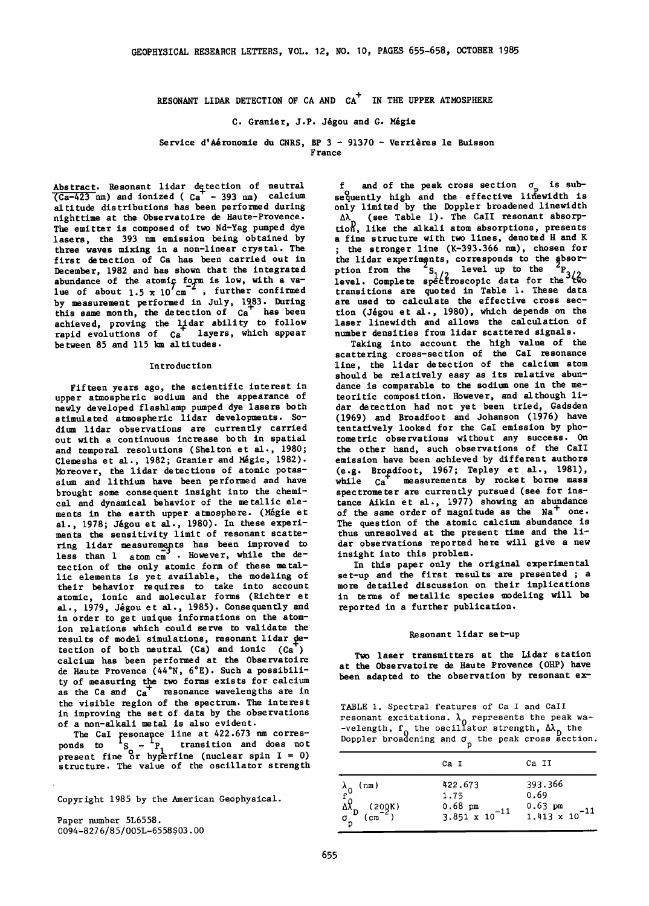# RESONANT LIDAR DETECTION OF CA AND $CA^+$ IN THE UPPER ATMOSPHERE

C. Granier, J.P. Jégou and G. Mégie

Service d'Aéronomie du CNRS, BP 3 - 91370 - Verrières le Buisson
France

**Abstract.** Resonant lidar detection of neutral (Ca-423 nm) and ionized ( $Ca^+$ - 393 nm) calcium altitude distributions has been performed during nighttime at the Observatoire de Haute-Provence. The emitter is composed of two Nd-Yag pumped dye lasers, the 393 nm emission being obtained by three waves mixing in a non-linear crystal. The first detection of Ca has been carried out in December, 1982 and has shown that the integrated abundance of the atomic form is low, with a value of about $1.5 \times 10^7$ cm$^{-2}$ , further confirmed by measurement performed in July, 1983. During this same month, the detection of $Ca^+$ has been achieved, proving the lidar ability to follow rapid evolutions of $Ca^+$ layers, which appear between 85 and 115 km altitudes.

## Introduction

Fifteen years ago, the scientific interest in upper atmospheric sodium and the appearance of newly developed flashlamp pumped dye lasers both stimulated atmospheric lidar developments. Sodium lidar observations are currently carried out with a continuous increase both in spatial and temporal resolutions (Shelton et al., 1980; Clemesha et al., 1982; Granier and Mégie, 1982). Moreover, the lidar detections of atomic potassium and lithium have been performed and have brought some consequent insight into the chemical and dynamical behavior of the metallic elements in the earth upper atmosphere. (Mégie et al., 1978; Jégou et al., 1980). In these experiments the sensitivity limit of resonant scattering lidar measurements has been improved to less than 1 atom cm$^{-3}$ . However, while the detection of the only atomic form of these metallic elements is yet available, the modeling of their behavior requires to take into account atomic, ionic and molecular forms (Richter et al., 1979, Jégou et al., 1985). Consequently and in order to get unique informations on the atom-ion relations which could serve to validate the results of model simulations, resonant lidar detection of both neutral (Ca) and ionic ($Ca^+$) calcium has been performed at the Observatoire de Haute Provence (44°N, 6°E). Such a possibility of measuring the two forms exists for calcium as the Ca and $Ca^+$ resonance wavelengths are in the visible region of the spectrum. The interest in improving the set of data by the observations of a non-alkali metal is also evident.

The CaI resonance line at 422.673 nm corresponds to $^1S - {}^1P_1$ transition and does not present fine or hyperfine (nuclear spin I = 0) structure. The value of the oscillator strength $f_0$ and of the peak cross section $\sigma_p$ is subsequently high and the effective linewidth is only limited by the Doppler broadened linewidth $\Delta\lambda_D$ (see Table 1). The CaII resonant absorption, like the alkali atom absorptions, presents a fine structure with two lines, denoted H and K ; the stronger line (K-393.366 nm), chosen for the lidar experiments, corresponds to the absorption from the $^2S_{1/2}$ level up to the $^2P_{3/2}$ level. Complete spectroscopic data for the two transitions are quoted in Table 1. These data are used to calculate the effective cross section (Jégou et al., 1980), which depends on the laser linewidth and allows the calculation of number densities from lidar scattered signals.

Taking into account the high value of the scattering cross-section of the CaI resonance line, the lidar detection of the calcium atom should be relatively easy as its relative abundance is comparable to the sodium one in the meteoritic composition. However, and although lidar detection had not yet been tried, Gadsden (1969) and Broadfoot and Johanson (1976) have tentatively looked for the CaI emission by photometric observations without any success. On the other hand, such observations of the CaII emission have been achieved by different authors (e.g. Broadfoot, 1967; Tepley et al., 1981), while $Ca^+$ measurements by rocket borne mass spectrometer are currently pursued (see for instance Aikin et al., 1977) showing an abundance of the same order of magnitude as the $Na^+$ one. The question of the atomic calcium abundance is thus unresolved at the present time and the lidar observations reported here will give a new insight into this problem.

In this paper only the original experimental set-up and the first results are presented ; a more detailed discussion on their implications in terms of metallic species modeling will be reported in a further publication.

## Resonant lidar set-up

Two laser transmitters at the Lidar station at the Observatoire de Haute Provence (OHP) have been adapted to the observation by resonant ex-

TABLE 1. Spectral features of Ca I and CaII resonant excitations. $\lambda_0$ represents the peak wavelength, $f_0$ the oscillator strength, $\Delta\lambda_D$ the Doppler broadening and $\sigma_p$ the peak cross section.

| | Ca I | Ca II |
|---|---|---|
| $\lambda_0$ (nm) | 422.673 | 393.366 |
| $f_0$ | 1.75 | 0.69 |
| $\Delta\lambda_D$ (200K) | 0.68 pm | 0.63 pm |
| $\sigma_p$ (cm$^{-2}$) | $3.851 \times 10^{-11}$ | $1.413 \times 10^{-11}$ |

Copyright 1985 by the American Geophysical.

Paper number 5L6558.
0094-8276/85/005L-6558$03.00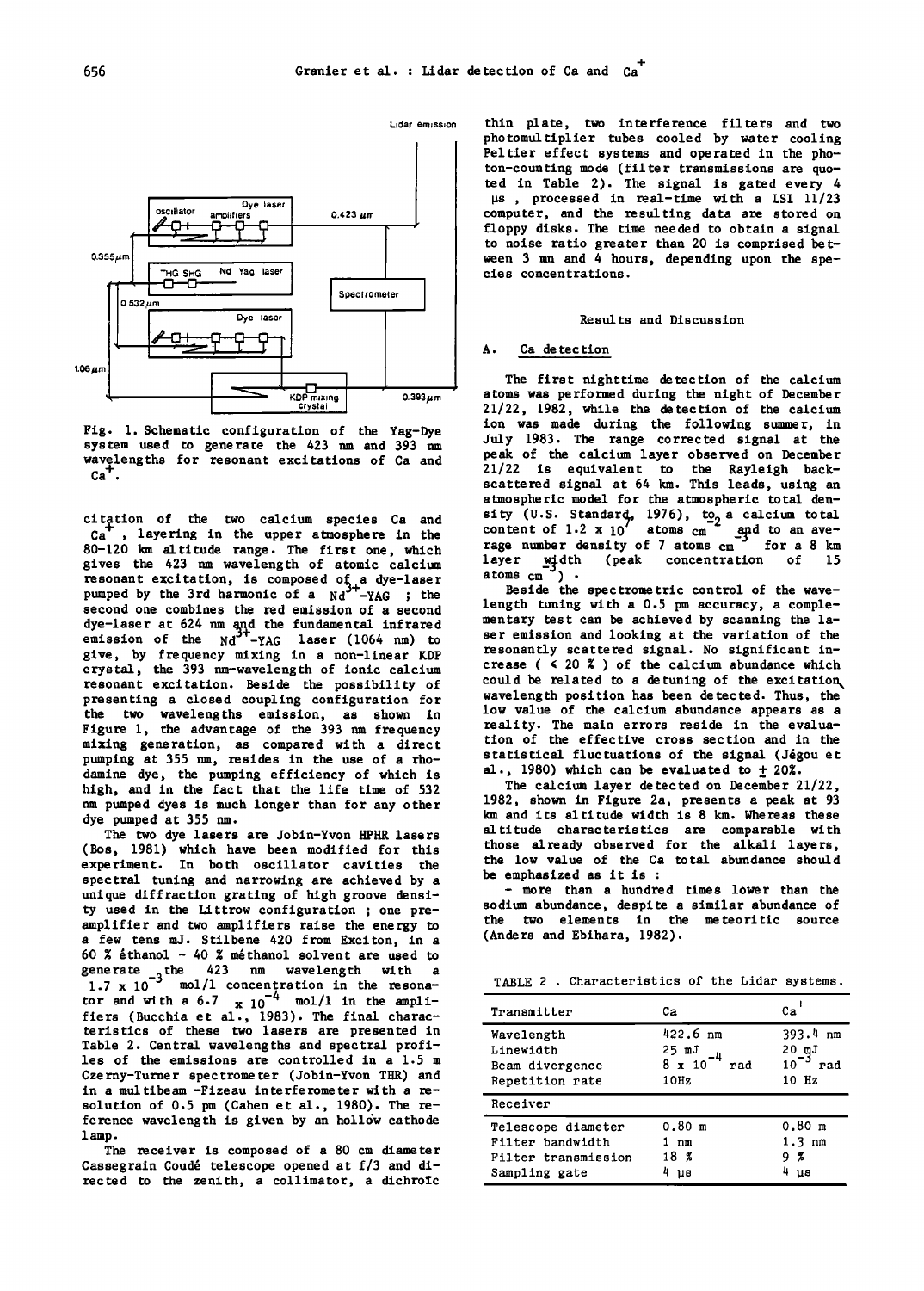Fig. 1. Schematic configuration of the Yag-Dye system used to generate the 423 nm and 393 nm wavelengths for resonant excitations of Ca and $Ca^+$.

citation of the two calcium species Ca and $Ca^+$, layering in the upper atmosphere in the 80-120 km altitude range. The first one, which gives the 423 nm wavelength of atomic calcium resonant excitation, is composed of a dye-laser pumped by the 3rd harmonic of a $Nd^{3+}$-YAG ; the second one combines the red emission of a second dye-laser at 624 nm and the fundamental infrared emission of the $Nd^{3+}$-YAG laser (1064 nm) to give, by frequency mixing in a non-linear KDP crystal, the 393 nm-wavelength of ionic calcium resonant excitation. Beside the possibility of presenting a closed coupling configuration for the two wavelengths emission, as shown in Figure 1, the advantage of the 393 nm frequency mixing generation, as compared with a direct pumping at 355 nm, resides in the use of a rhodamine dye, the pumping efficiency of which is high, and in the fact that the life time of 532 nm pumped dyes is much longer than for any other dye pumped at 355 nm.

The two dye lasers are Jobin-Yvon HPHR lasers (Bos, 1981) which have been modified for this experiment. In both oscillator cavities the spectral tuning and narrowing are achieved by a unique diffraction grating of high groove density used in the Littrow configuration ; one preamplifier and two amplifiers raise the energy to a few tens mJ. Stilbene 420 from Exciton, in a 60 % éthanol - 40 % méthanol solvent are used to generate the 423 nm wavelength with a $1.7 \times 10^{-3}$ mol/l concentration in the resonator and with a $6.7 \times 10^{-4}$ mol/l in the amplifiers (Bucchia et al., 1983). The final characteristics of these two lasers are presented in Table 2. Central wavelengths and spectral profiles of the emissions are controlled in a 1.5 m Czerny-Turner spectrometer (Jobin-Yvon THR) and in a multibeam -Fizeau interferometer with a resolution of 0.5 pm (Cahen et al., 1980). The reference wavelength is given by an hollow cathode lamp.

The receiver is composed of a 80 cm diameter Cassegrain Coudé telescope opened at f/3 and directed to the zenith, a collimator, a dichroïc thin plate, two interference filters and two photomultiplier tubes cooled by water cooling Peltier effect systems and operated in the photon-counting mode (filter transmissions are quoted in Table 2). The signal is gated every 4 µs , processed in real-time with a LSI 11/23 computer, and the resulting data are stored on floppy disks. The time needed to obtain a signal to noise ratio greater than 20 is comprised between 3 mn and 4 hours, depending upon the species concentrations.

## Results and Discussion

### A. Ca detection

The first nighttime detection of the calcium atoms was performed during the night of December 21/22, 1982, while the detection of the calcium ion was made during the following summer, in July 1983. The range corrected signal at the peak of the calcium layer observed on December 21/22 is equivalent to the Rayleigh backscattered signal at 64 km. This leads, using an atmospheric model for the atmospheric total density (U.S. Standard, 1976), to a calcium total content of $1.2 \times 10^7$ atoms $cm^{-2}$ and to an average number density of 7 atoms $cm^{-3}$ for a 8 km layer width (peak concentration of 15 atoms $cm^{-3}$) .

Beside the spectrometric control of the wavelength tuning with a 0.5 pm accuracy, a complementary test can be achieved by scanning the laser emission and looking at the variation of the resonantly scattered signal. No significant increase ( < 20 % ) of the calcium abundance which could be related to a detuning of the excitation wavelength position has been detected. Thus, the low value of the calcium abundance appears as a reality. The main errors reside in the evaluation of the effective cross section and in the statistical fluctuations of the signal (Jégou et al., 1980) which can be evaluated to ± 20%.

The calcium layer detected on December 21/22, 1982, shown in Figure 2a, presents a peak at 93 km and its altitude width is 8 km. Whereas these altitude characteristics are comparable with those already observed for the alkali layers, the low value of the Ca total abundance should be emphasized as it is :

- more than a hundred times lower than the sodium abundance, despite a similar abundance of the two elements in the meteoritic source (Anders and Ebihara, 1982).

TABLE 2 . Characteristics of the Lidar systems.

| Transmitter | Ca | $Ca^+$ |
|---|---|---|
| Wavelength | 422.6 nm | 393.4 nm |
| Linewidth | 25 mJ | 20 mJ |
| Beam divergence | $8 \times 10^{-4}$ rad | $10^{-3}$ rad |
| Repetition rate | 10Hz | 10 Hz |
| **Receiver** | | |
| Telescope diameter | 0.80 m | 0.80 m |
| Filter bandwidth | 1 nm | 1.3 nm |
| Filter transmission | 18 % | 9 % |
| Sampling gate | 4 µs | 4 µs |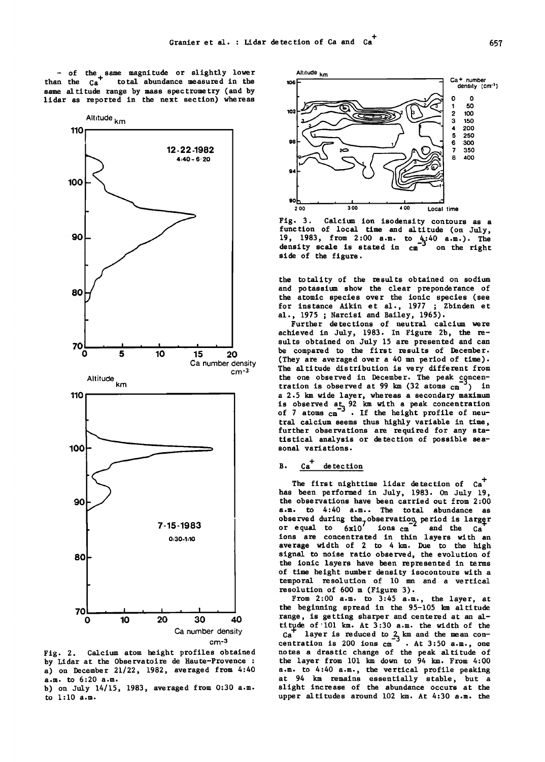– of the same magnitude or slightly lower than the $Ca^+$ total abundance measured in the same altitude range by mass spectrometry (and by lidar as reported in the next section) whereas

Fig. 2. Calcium atom height profiles obtained by Lidar at the Observatoire de Haute-Provence :
a) on December 21/22, 1982, averaged from 4:40 a.m. to 6:20 a.m.
b) on July 14/15, 1983, averaged from 0:30 a.m. to 1:10 a.m.

Fig. 3. Calcium ion isodensity contours as a function of local time and altitude (on July, 19, 1983, from 2:00 a.m. to 4:40 a.m.). The density scale is stated in $cm^{-3}$ on the right side of the figure.

the totality of the results obtained on sodium and potassium show the clear preponderance of the atomic species over the ionic species (see for instance Aikin et al., 1977 ; Zbinden et al., 1975 ; Narcisi and Bailey, 1965).

Further detections of neutral calcium were achieved in July, 1983. In Figure 2b, the results obtained on July 15 are presented and can be compared to the first results of December. (They are averaged over a 40 mn period of time). The altitude distribution is very different from the one observed in December. The peak concentration is observed at 99 km (32 atoms $cm^{-3}$) in a 2.5 km wide layer, whereas a secondary maximum is observed at 92 km with a peak concentration of 7 atoms $cm^{-3}$. If the height profile of neutral calcium seems thus highly variable in time, further observations are required for any statistical analysis or detection of possible seasonal variations.

## B. $Ca^+$ detection

The first nighttime lidar detection of $Ca^+$ has been performed in July, 1983. On July 19, the observations have been carried out from 2:00 a.m. to 4:40 a.m.. The total abundance as observed during the observation period is larger or equal to $6 \times 10^7$ ions $cm^{-2}$ and the $Ca^+$ ions are concentrated in thin layers with an average width of 2 to 4 km. Due to the high signal to noise ratio observed, the evolution of the ionic layers have been represented in terms of time height number density isocontours with a temporal resolution of 10 mn and a vertical resolution of 600 m (Figure 3).

From 2:00 a.m. to 3:45 a.m., the layer, at the beginning spread in the 95-105 km altitude range, is getting sharper and centered at an altitude of 101 km. At 3:30 a.m. the width of the $Ca^+$ layer is reduced to 2 km and the mean concentration is 200 ions $cm^{-3}$. At 3:50 a.m., one notes a drastic change of the peak altitude of the layer from 101 km down to 94 km. From 4:00 a.m. to 4:40 a.m., the vertical profile peaking at 94 km remains essentially stable, but a slight increase of the abundance occurs at the upper altitudes around 102 km. At 4:30 a.m. the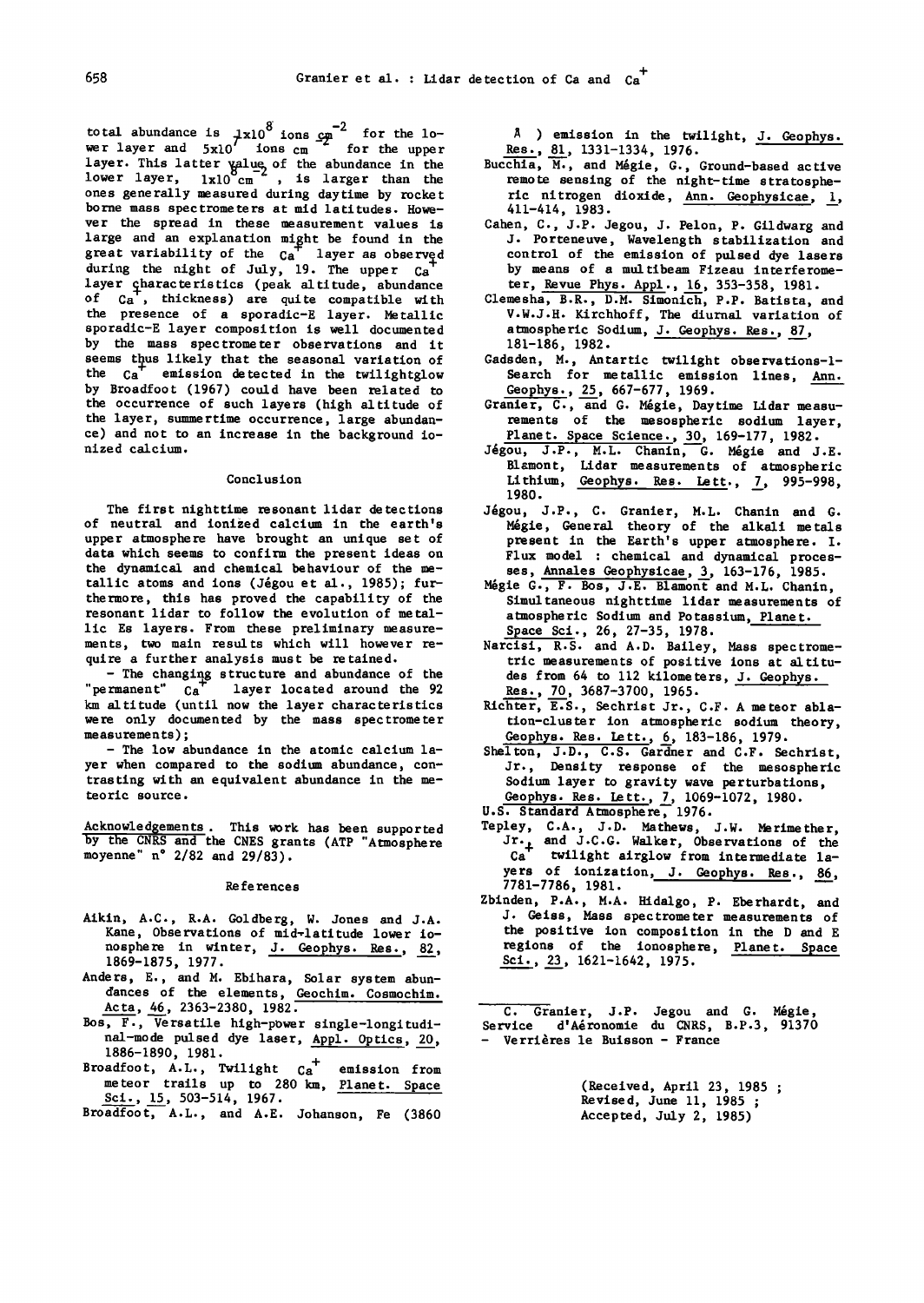total abundance is $1 \times 10^8$ ions $cm^{-2}$ for the lower layer and $5 \times 10^7$ ions $cm^{-2}$ for the upper layer. This latter value of the abundance in the lower layer, $1 \times 10^8 cm^{-2}$, is larger than the ones generally measured during daytime by rocket borne mass spectrometers at mid latitudes. However the spread in these measurement values is large and an explanation might be found in the great variability of the $Ca^+$ layer as observed during the night of July, 19. The upper $Ca^+$ layer characteristics (peak altitude, abundance of $Ca^+$, thickness) are quite compatible with the presence of a sporadic-E layer. Metallic sporadic-E layer composition is well documented by the mass spectrometer observations and it seems thus likely that the seasonal variation of the $Ca^+$ emission detected in the twilightglow by Broadfoot (1967) could have been related to the occurrence of such layers (high altitude of the layer, summertime occurrence, large abundance) and not to an increase in the background ionized calcium.

## Conclusion

The first nighttime resonant lidar detections of neutral and ionized calcium in the earth's upper atmosphere have brought an unique set of data which seems to confirm the present ideas on the dynamical and chemical behaviour of the metallic atoms and ions (Jégou et al., 1985); furthermore, this has proved the capability of the resonant lidar to follow the evolution of metallic Es layers. From these preliminary measurements, two main results which will however require a further analysis must be retained.

- The changing structure and abundance of the "permanent" $Ca^+$ layer located around the 92 km altitude (until now the layer characteristics were only documented by the mass spectrometer measurements);
- The low abundance in the atomic calcium layer when compared to the sodium abundance, contrasting with an equivalent abundance in the meteoric source.

Acknowledgements. This work has been supported by the CNRS and the CNES grants (ATP "Atmosphere moyenne" n° 2/82 and 29/83).

## References

Aikin, A.C., R.A. Goldberg, W. Jones and J.A. Kane, Observations of mid-latitude lower ionosphere in winter, J. Geophys. Res., 82, 1869-1875, 1977.

Anders, E., and M. Ebihara, Solar system abundances of the elements, Geochim. Cosmochim. Acta, 46, 2363-2380, 1982.

Bos, F., Versatile high-power single-longitudinal-mode pulsed dye laser, Appl. Optics, 20, 1886-1890, 1981.

Broadfoot, A.L., Twilight $Ca^+$ emission from meteor trails up to 280 km, Planet. Space Sci., 15, 503-514, 1967.

Broadfoot, A.L., and A.E. Johanson, Fe (3860 Å) emission in the twilight, J. Geophys. Res., 81, 1331-1334, 1976.

Bucchia, M., and Mégie, G., Ground-based active remote sensing of the night-time stratospheric nitrogen dioxide, Ann. Geophysicae, 1, 411-414, 1983.

Cahen, C., J.P. Jegou, J. Pelon, P. Gildwarg and J. Porteneuve, Wavelength stabilization and control of the emission of pulsed dye lasers by means of a multibeam Fizeau interferometer, Revue Phys. Appl., 16, 353-358, 1981.

Clemesha, B.R., D.M. Simonich, P.P. Batista, and V.W.J.H. Kirchhoff, The diurnal variation of atmospheric Sodium, J. Geophys. Res., 87, 181-186, 1982.

Gadsden, M., Antartic twilight observations-1-Search for metallic emission lines, Ann. Geophys., 25, 667-677, 1969.

Granier, C., and G. Mégie, Daytime Lidar measurements of the mesospheric sodium layer, Planet. Space Science., 30, 169-177, 1982.

Jégou, J.P., M.L. Chanin, G. Mégie and J.E. Blamont, Lidar measurements of atmospheric Lithium, Geophys. Res. Lett., 7, 995-998, 1980.

Jégou, J.P., C. Granier, M.L. Chanin and G. Mégie, General theory of the alkali metals present in the Earth's upper atmosphere. I. Flux model : chemical and dynamical processes, Annales Geophysicae, 3, 163-176, 1985.

Mégie G., F. Bos, J.E. Blamont and M.L. Chanin, Simultaneous nighttime lidar measurements of atmospheric Sodium and Potassium, Planet. Space Sci., 26, 27-35, 1978.

Narcisi, R.S. and A.D. Bailey, Mass spectrometric measurements of positive ions at altitudes from 64 to 112 kilometers, J. Geophys. Res., 70, 3687-3700, 1965.

Richter, E.S., Sechrist Jr., C.F. A meteor ablation-cluster ion atmospheric sodium theory, Geophys. Res. Lett., 6, 183-186, 1979.

Shelton, J.D., C.S. Gardner and C.F. Sechrist, Jr., Density response of the mesospheric Sodium layer to gravity wave perturbations, Geophys. Res. Lett., 7, 1069-1072, 1980.

U.S. Standard Atmosphere, 1976.

Tepley, C.A., J.D. Mathews, J.W. Merimether, Jr., and J.C.G. Walker, Observations of the $Ca^+$ twilight airglow from intermediate layers of ionization, J. Geophys. Res., 86, 7781-7786, 1981.

Zbinden, P.A., M.A. Hidalgo, P. Eberhardt, and J. Geiss, Mass spectrometer measurements of the positive ion composition in the D and E regions of the ionosphere, Planet. Space Sci., 23, 1621-1642, 1975.

---

C. Granier, J.P. Jegou and G. Mégie, Service d'Aéronomie du CNRS, B.P.3, 91370 - Verrières le Buisson - France

(Received, April 23, 1985 ;
Revised, June 11, 1985 ;
Accepted, July 2, 1985)